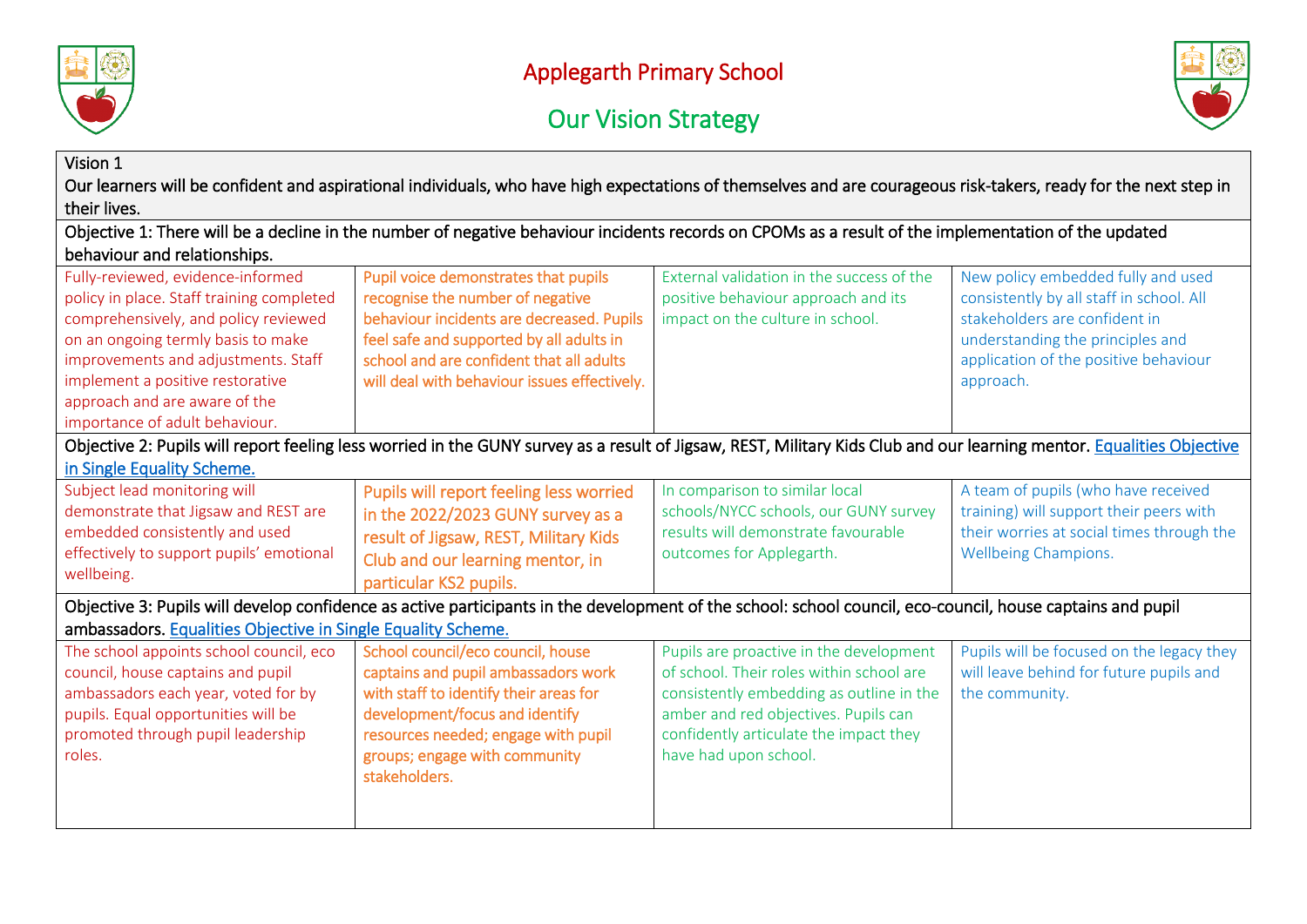# Applegarth Primary School

## Our Vision Strategy

| Vision 1<br>Our learners will be confident and aspirational individuals, who have high expectations of themselves and are courageous risk-takers, ready for the next step in their lives. | | | |
|---|---|---|---|
| **Objective 1: There will be a decline in the number of negative behaviour incidents records on CPOMs as a result of the implementation of the updated behaviour and relationships.** | | | |
| Fully-reviewed, evidence-informed policy in place. Staff training completed comprehensively, and policy reviewed on an ongoing termly basis to make improvements and adjustments. Staff implement a positive restorative approach and are aware of the importance of adult behaviour. | Pupil voice demonstrates that pupils recognise the number of negative behaviour incidents are decreased. Pupils feel safe and supported by all adults in school and are confident that all adults will deal with behaviour issues effectively. | External validation in the success of the positive behaviour approach and its impact on the culture in school. | New policy embedded fully and used consistently by all staff in school. All stakeholders are confident in understanding the principles and application of the positive behaviour approach. |
| **Objective 2: Pupils will report feeling less worried in the GUNY survey as a result of Jigsaw, REST, Military Kids Club and our learning mentor.** [Equalities Objective in Single Equality Scheme.] | | | |
| Subject lead monitoring will demonstrate that Jigsaw and REST are embedded consistently and used effectively to support pupils' emotional wellbeing. | Pupils will report feeling less worried in the 2022/2023 GUNY survey as a result of Jigsaw, REST, Military Kids Club and our learning mentor, in particular KS2 pupils. | In comparison to similar local schools/NYCC schools, our GUNY survey results will demonstrate favourable outcomes for Applegarth. | A team of pupils (who have received training) will support their peers with their worries at social times through the Wellbeing Champions. |
| **Objective 3: Pupils will develop confidence as active participants in the development of the school: school council, eco-council, house captains and pupil ambassadors.** [Equalities Objective in Single Equality Scheme.] | | | |
| The school appoints school council, eco council, house captains and pupil ambassadors each year, voted for by pupils. Equal opportunities will be promoted through pupil leadership roles. | School council/eco council, house captains and pupil ambassadors work with staff to identify their areas for development/focus and identify resources needed; engage with pupil groups; engage with community stakeholders. | Pupils are proactive in the development of school. Their roles within school are consistently embedding as outline in the amber and red objectives. Pupils can confidently articulate the impact they have had upon school. | Pupils will be focused on the legacy they will leave behind for future pupils and the community. |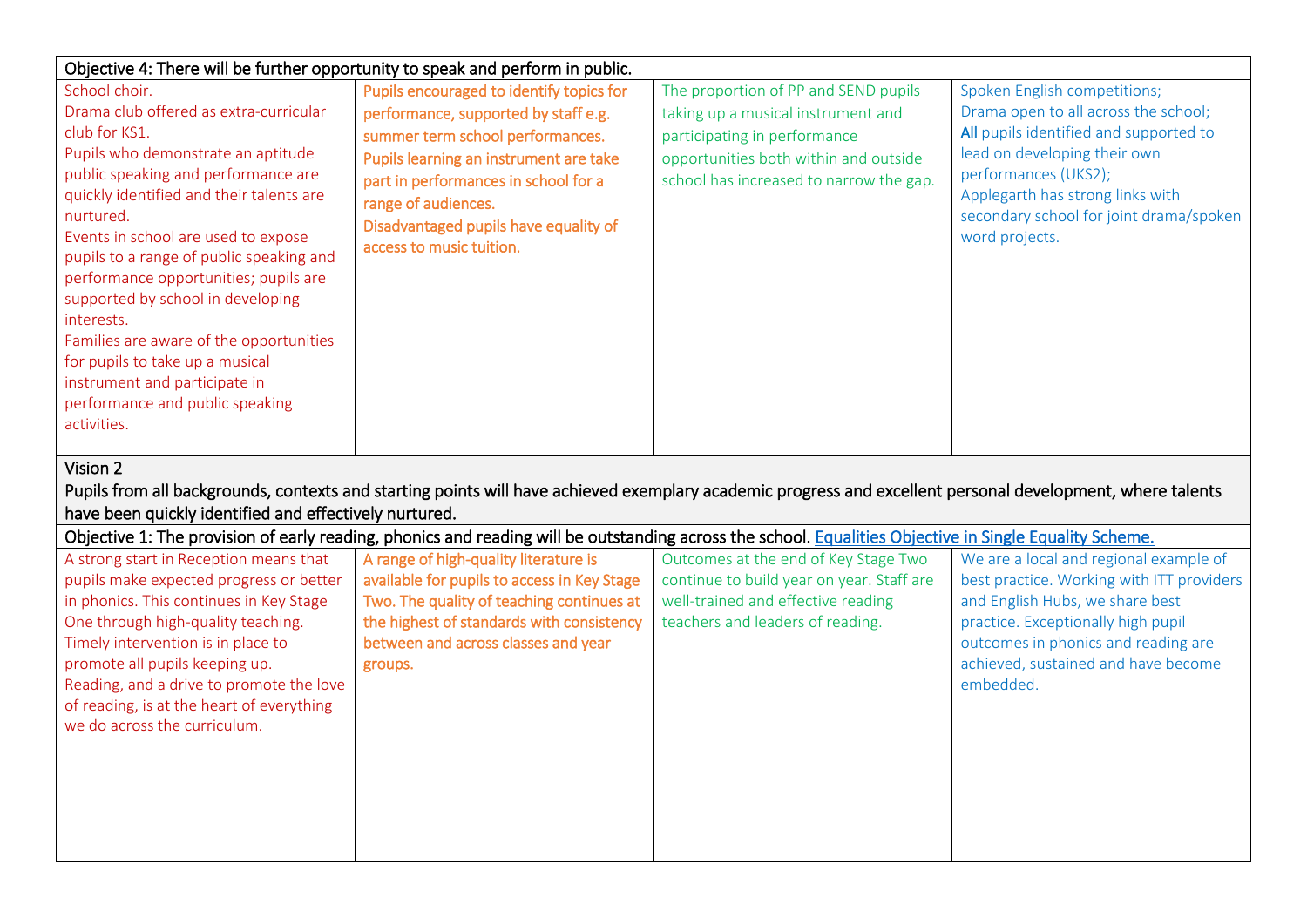| Objective 4: There will be further opportunity to speak and perform in public. | | | |
|---|---|---|---|
| School choir.<br>Drama club offered as extra-curricular club for KS1.<br>Pupils who demonstrate an aptitude public speaking and performance are quickly identified and their talents are nurtured.<br>Events in school are used to expose pupils to a range of public speaking and performance opportunities; pupils are supported by school in developing interests.<br>Families are aware of the opportunities for pupils to take up a musical instrument and participate in performance and public speaking activities. | Pupils encouraged to identify topics for performance, supported by staff e.g. summer term school performances.<br>Pupils learning an instrument are take part in performances in school for a range of audiences.<br>Disadvantaged pupils have equality of access to music tuition. | The proportion of PP and SEND pupils taking up a musical instrument and participating in performance opportunities both within and outside school has increased to narrow the gap. | Spoken English competitions;<br>Drama open to all across the school;<br>All pupils identified and supported to lead on developing their own performances (UKS2);<br>Applegarth has strong links with secondary school for joint drama/spoken word projects. |

**Vision 2**

**Pupils from all backgrounds, contexts and starting points will have achieved exemplary academic progress and excellent personal development, where talents have been quickly identified and effectively nurtured.**

| Objective 1: The provision of early reading, phonics and reading will be outstanding across the school. [Equalities Objective in Single Equality Scheme.] | | | |
|---|---|---|---|
| A strong start in Reception means that pupils make expected progress or better in phonics. This continues in Key Stage One through high-quality teaching.<br>Timely intervention is in place to promote all pupils keeping up.<br>Reading, and a drive to promote the love of reading, is at the heart of everything we do across the curriculum. | A range of high-quality literature is available for pupils to access in Key Stage Two. The quality of teaching continues at the highest of standards with consistency between and across classes and year groups. | Outcomes at the end of Key Stage Two continue to build year on year. Staff are well-trained and effective reading teachers and leaders of reading. | We are a local and regional example of best practice. Working with ITT providers and English Hubs, we share best practice. Exceptionally high pupil outcomes in phonics and reading are achieved, sustained and have become embedded. |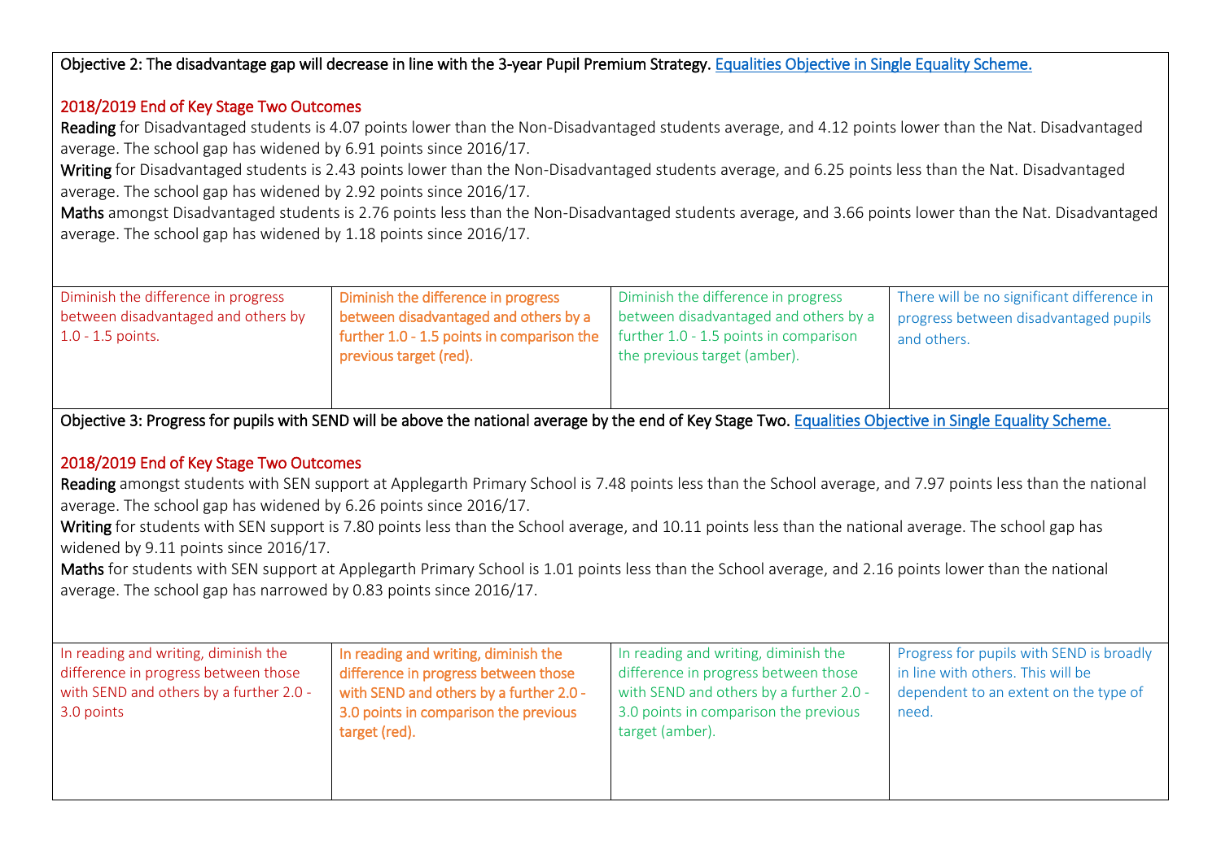**Objective 2: The disadvantage gap will decrease in line with the 3-year Pupil Premium Strategy.** Equalities Objective in Single Equality Scheme.

2018/2019 End of Key Stage Two Outcomes

**Reading** for Disadvantaged students is 4.07 points lower than the Non-Disadvantaged students average, and 4.12 points lower than the Nat. Disadvantaged average. The school gap has widened by 6.91 points since 2016/17.

**Writing** for Disadvantaged students is 2.43 points lower than the Non-Disadvantaged students average, and 6.25 points less than the Nat. Disadvantaged average. The school gap has widened by 2.92 points since 2016/17.

**Maths** amongst Disadvantaged students is 2.76 points less than the Non-Disadvantaged students average, and 3.66 points lower than the Nat. Disadvantaged average. The school gap has widened by 1.18 points since 2016/17.

| | | | |
|---|---|---|---|
| Diminish the difference in progress between disadvantaged and others by 1.0 - 1.5 points. | Diminish the difference in progress between disadvantaged and others by a further 1.0 - 1.5 points in comparison the previous target (red). | Diminish the difference in progress between disadvantaged and others by a further 1.0 - 1.5 points in comparison the previous target (amber). | There will be no significant difference in progress between disadvantaged pupils and others. |

**Objective 3: Progress for pupils with SEND will be above the national average by the end of Key Stage Two.** Equalities Objective in Single Equality Scheme.

2018/2019 End of Key Stage Two Outcomes

**Reading** amongst students with SEN support at Applegarth Primary School is 7.48 points less than the School average, and 7.97 points less than the national average. The school gap has widened by 6.26 points since 2016/17.

**Writing** for students with SEN support is 7.80 points less than the School average, and 10.11 points less than the national average. The school gap has widened by 9.11 points since 2016/17.

**Maths** for students with SEN support at Applegarth Primary School is 1.01 points less than the School average, and 2.16 points lower than the national average. The school gap has narrowed by 0.83 points since 2016/17.

| | | | |
|---|---|---|---|
| In reading and writing, diminish the difference in progress between those with SEND and others by a further 2.0 - 3.0 points | In reading and writing, diminish the difference in progress between those with SEND and others by a further 2.0 - 3.0 points in comparison the previous target (red). | In reading and writing, diminish the difference in progress between those with SEND and others by a further 2.0 - 3.0 points in comparison the previous target (amber). | Progress for pupils with SEND is broadly in line with others. This will be dependent to an extent on the type of need. |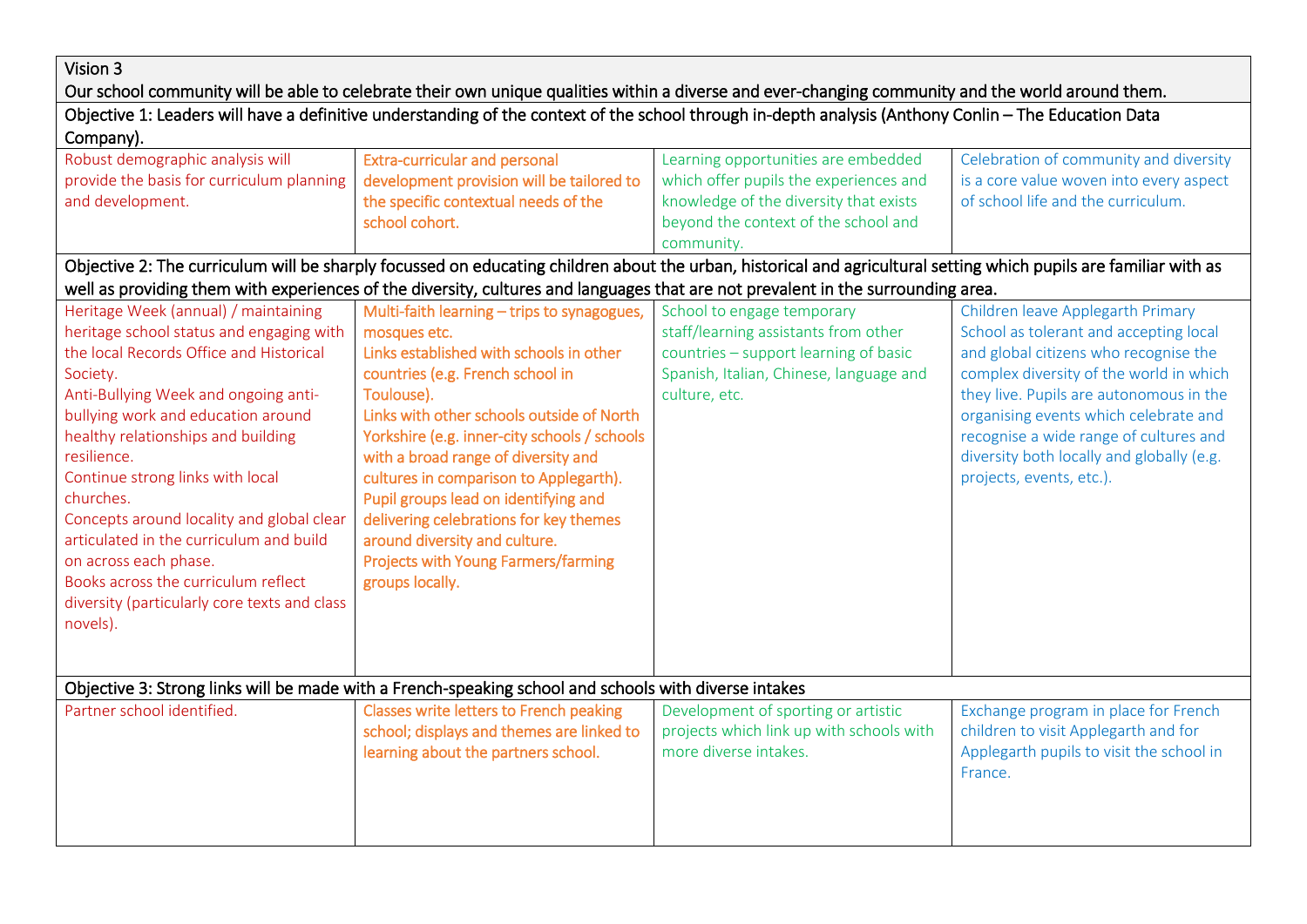| Vision 3<br>Our school community will be able to celebrate their own unique qualities within a diverse and ever-changing community and the world around them. | | | |
|---|---|---|---|
| **Objective 1: Leaders will have a definitive understanding of the context of the school through in-depth analysis (Anthony Conlin – The Education Data Company).** | | | |
| Robust demographic analysis will provide the basis for curriculum planning and development. | Extra-curricular and personal development provision will be tailored to the specific contextual needs of the school cohort. | Learning opportunities are embedded which offer pupils the experiences and knowledge of the diversity that exists beyond the context of the school and community. | Celebration of community and diversity is a core value woven into every aspect of school life and the curriculum. |
| **Objective 2: The curriculum will be sharply focussed on educating children about the urban, historical and agricultural setting which pupils are familiar with as well as providing them with experiences of the diversity, cultures and languages that are not prevalent in the surrounding area.** | | | |
| Heritage Week (annual) / maintaining heritage school status and engaging with the local Records Office and Historical Society.<br>Anti-Bullying Week and ongoing anti-bullying work and education around healthy relationships and building resilience.<br>Continue strong links with local churches.<br>Concepts around locality and global clear articulated in the curriculum and build on across each phase.<br>Books across the curriculum reflect diversity (particularly core texts and class novels). | Multi-faith learning – trips to synagogues, mosques etc.<br>Links established with schools in other countries (e.g. French school in Toulouse).<br>Links with other schools outside of North Yorkshire (e.g. inner-city schools / schools with a broad range of diversity and cultures in comparison to Applegarth).<br>Pupil groups lead on identifying and delivering celebrations for key themes around diversity and culture.<br>Projects with Young Farmers/farming groups locally. | School to engage temporary staff/learning assistants from other countries – support learning of basic Spanish, Italian, Chinese, language and culture, etc. | Children leave Applegarth Primary School as tolerant and accepting local and global citizens who recognise the complex diversity of the world in which they live. Pupils are autonomous in the organising events which celebrate and recognise a wide range of cultures and diversity both locally and globally (e.g. projects, events, etc.). |
| **Objective 3: Strong links will be made with a French-speaking school and schools with diverse intakes** | | | |
| Partner school identified. | Classes write letters to French peaking school; displays and themes are linked to learning about the partners school. | Development of sporting or artistic projects which link up with schools with more diverse intakes. | Exchange program in place for French children to visit Applegarth and for Applegarth pupils to visit the school in France. |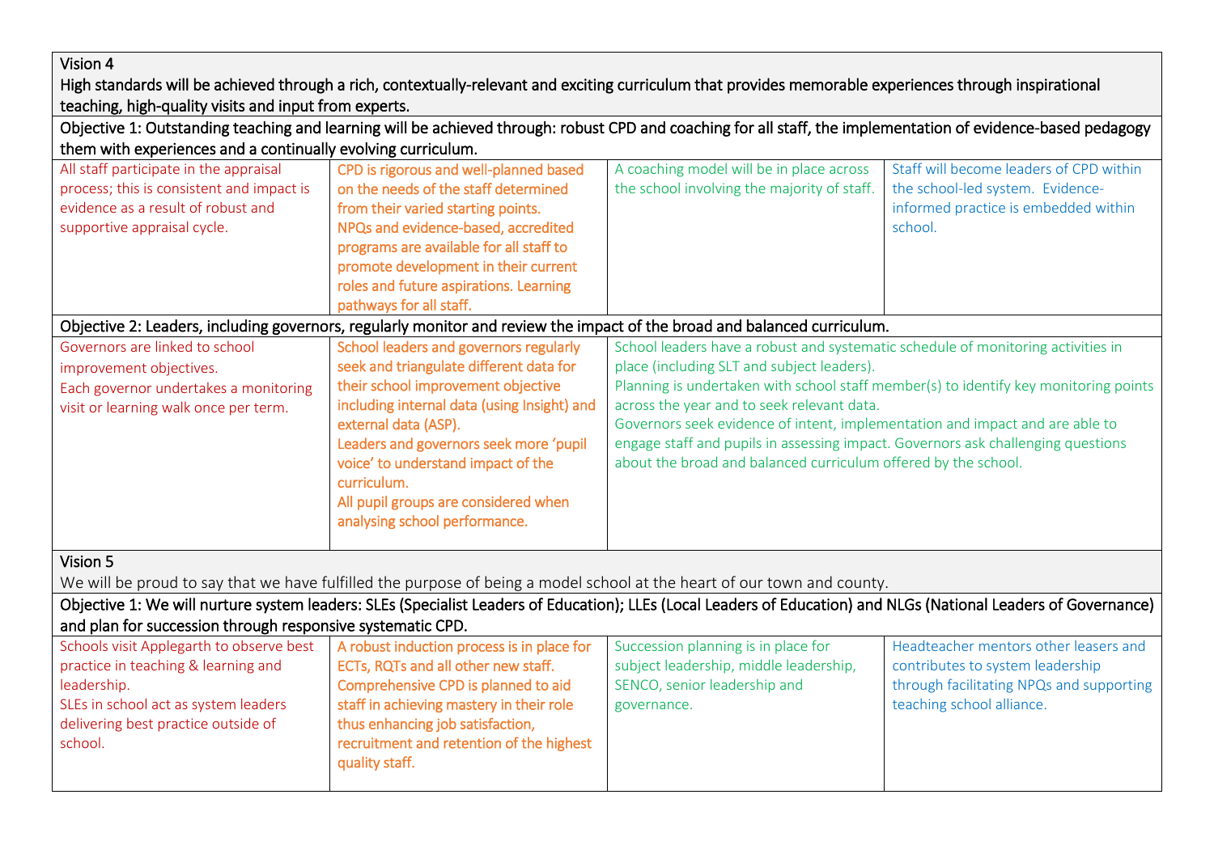| Vision 4<br>High standards will be achieved through a rich, contextually-relevant and exciting curriculum that provides memorable experiences through inspirational teaching, high-quality visits and input from experts. | | | |
|---|---|---|---|
| **Objective 1: Outstanding teaching and learning will be achieved through: robust CPD and coaching for all staff, the implementation of evidence-based pedagogy them with experiences and a continually evolving curriculum.** | | | |
| All staff participate in the appraisal process; this is consistent and impact is evidence as a result of robust and supportive appraisal cycle. | CPD is rigorous and well-planned based on the needs of the staff determined from their varied starting points.<br>NPQs and evidence-based, accredited programs are available for all staff to promote development in their current roles and future aspirations. Learning pathways for all staff. | A coaching model will be in place across the school involving the majority of staff. | Staff will become leaders of CPD within the school-led system. Evidence-informed practice is embedded within school. |
| **Objective 2: Leaders, including governors, regularly monitor and review the impact of the broad and balanced curriculum.** | | | |
| Governors are linked to school improvement objectives.<br>Each governor undertakes a monitoring visit or learning walk once per term. | School leaders and governors regularly seek and triangulate different data for their school improvement objective including internal data (using Insight) and external data (ASP).<br>Leaders and governors seek more 'pupil voice' to understand impact of the curriculum.<br>All pupil groups are considered when analysing school performance. | School leaders have a robust and systematic schedule of monitoring activities in place (including SLT and subject leaders).<br>Planning is undertaken with school staff member(s) to identify key monitoring points across the year and to seek relevant data.<br>Governors seek evidence of intent, implementation and impact and are able to engage staff and pupils in assessing impact. Governors ask challenging questions about the broad and balanced curriculum offered by the school. | |
| Vision 5<br>We will be proud to say that we have fulfilled the purpose of being a model school at the heart of our town and county. | | | |
| **Objective 1: We will nurture system leaders: SLEs (Specialist Leaders of Education); LLEs (Local Leaders of Education) and NLGs (National Leaders of Governance) and plan for succession through responsive systematic CPD.** | | | |
| Schools visit Applegarth to observe best practice in teaching & learning and leadership.<br>SLEs in school act as system leaders delivering best practice outside of school. | A robust induction process is in place for ECTs, RQTs and all other new staff.<br>Comprehensive CPD is planned to aid staff in achieving mastery in their role thus enhancing job satisfaction, recruitment and retention of the highest quality staff. | Succession planning is in place for subject leadership, middle leadership, SENCO, senior leadership and governance. | Headteacher mentors other leasers and contributes to system leadership through facilitating NPQs and supporting teaching school alliance. |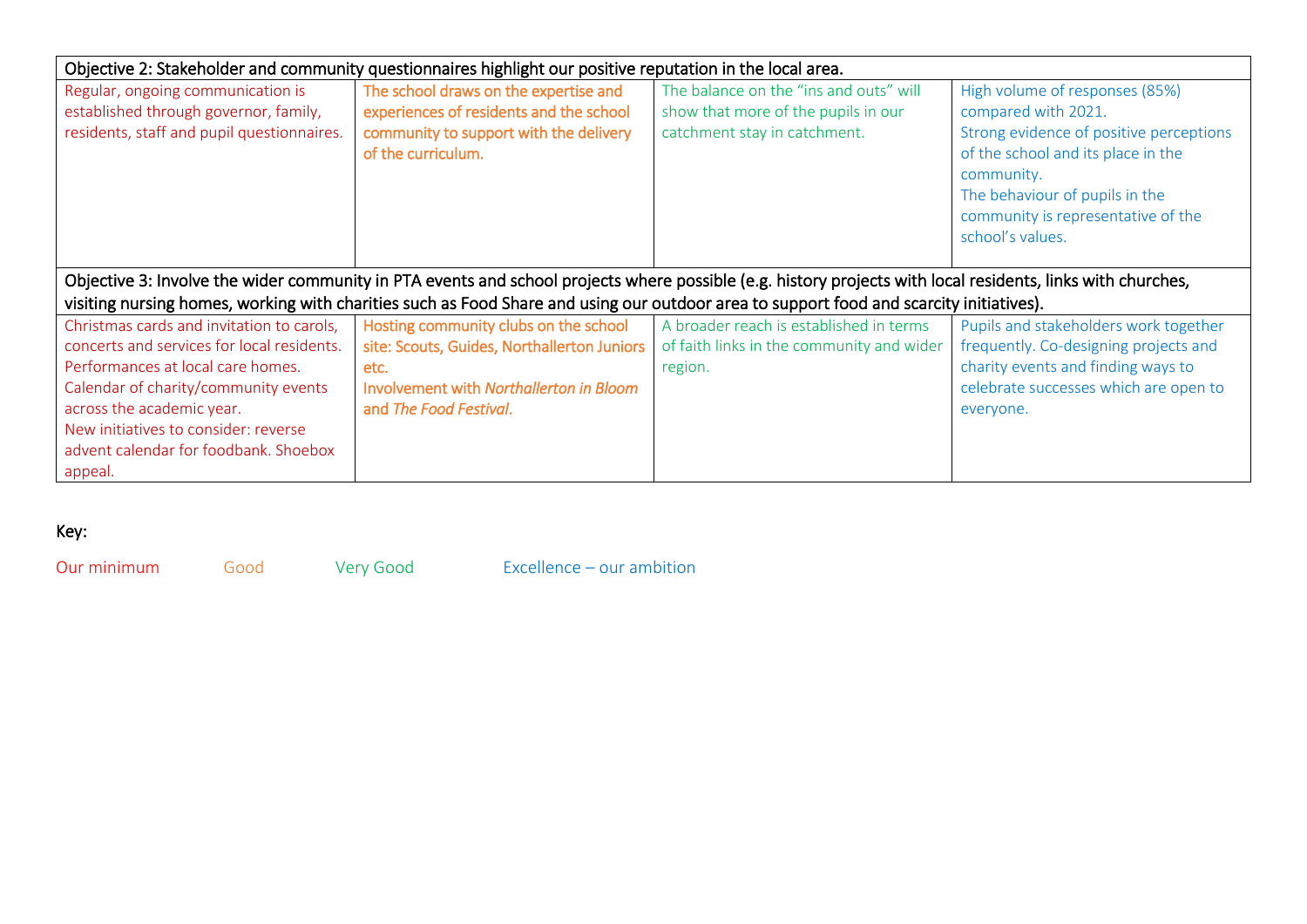| | | | |
|---|---|---|---|
| Objective 2: Stakeholder and community questionnaires highlight our positive reputation in the local area. | | | |
| Regular, ongoing communication is established through governor, family, residents, staff and pupil questionnaires. | The school draws on the expertise and experiences of residents and the school community to support with the delivery of the curriculum. | The balance on the "ins and outs" will show that more of the pupils in our catchment stay in catchment. | High volume of responses (85%) compared with 2021.<br>Strong evidence of positive perceptions of the school and its place in the community.<br>The behaviour of pupils in the community is representative of the school's values. |
| Objective 3: Involve the wider community in PTA events and school projects where possible (e.g. history projects with local residents, links with churches, visiting nursing homes, working with charities such as Food Share and using our outdoor area to support food and scarcity initiatives). | | | |
| Christmas cards and invitation to carols, concerts and services for local residents.<br>Performances at local care homes.<br>Calendar of charity/community events across the academic year.<br>New initiatives to consider: reverse advent calendar for foodbank. Shoebox appeal. | Hosting community clubs on the school site: Scouts, Guides, Northallerton Juniors etc.<br>Involvement with *Northallerton in Bloom* and *The Food Festival*. | A broader reach is established in terms of faith links in the community and wider region. | Pupils and stakeholders work together frequently. Co-designing projects and charity events and finding ways to celebrate successes which are open to everyone. |

Key:

Our minimum    Good    Very Good    Excellence – our ambition